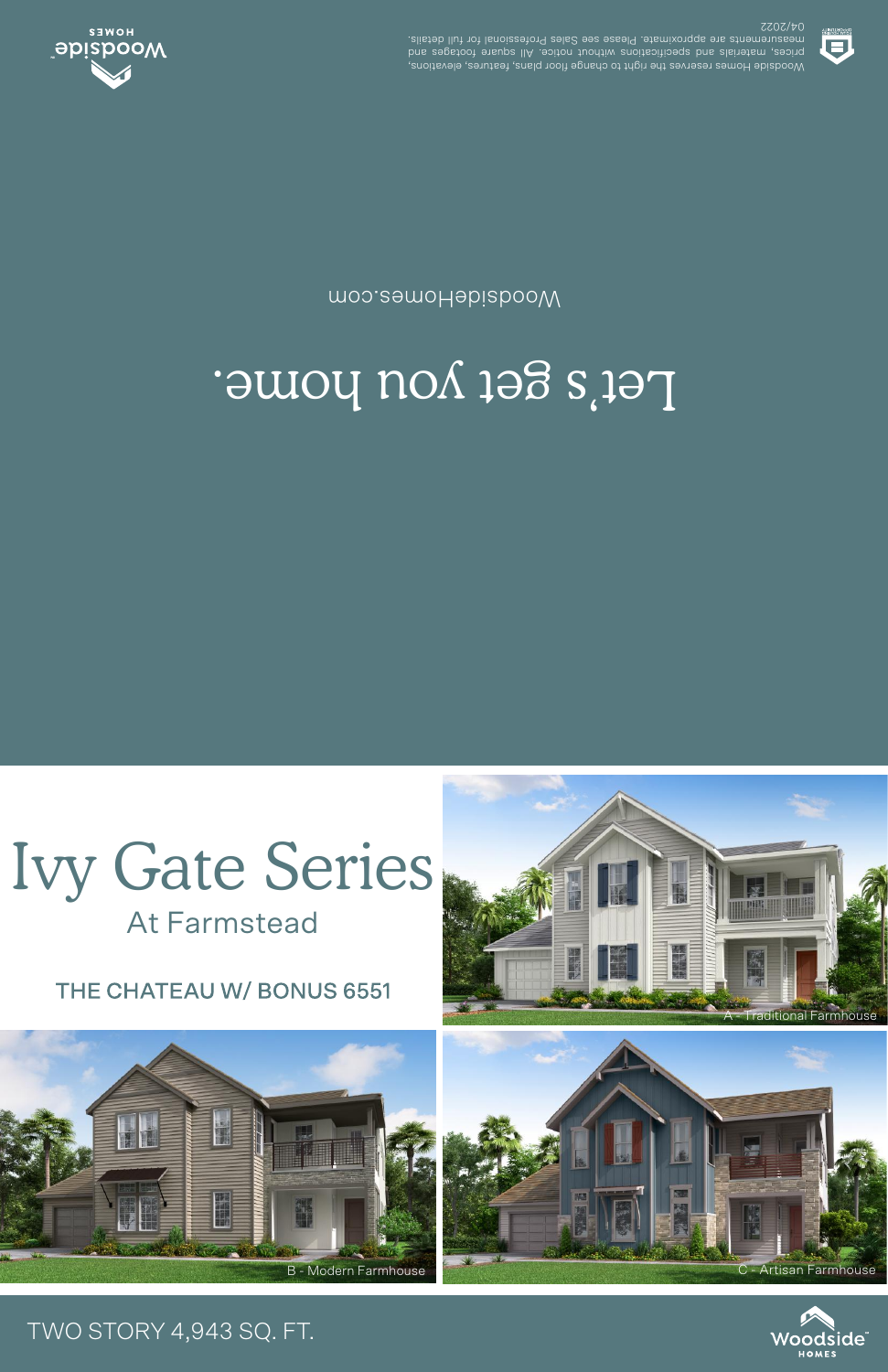Woodside Homes reserves the right to change floor plans, features, elevations, prices, materials and specifications without notice. All square footages and measurements are approximate. Please see Sales Professional for full details. 04/2022

Let's get you home.

WoodsideHomes.com

# Ivy Gate Series

## At Farmstead

### THE CHATEAU W/ BONUS 6551

A - Traditional Farmhouse

B - Modern Farmhouse

C - Artisan Farmhouse

TWO STORY 4,943 SQ. FT.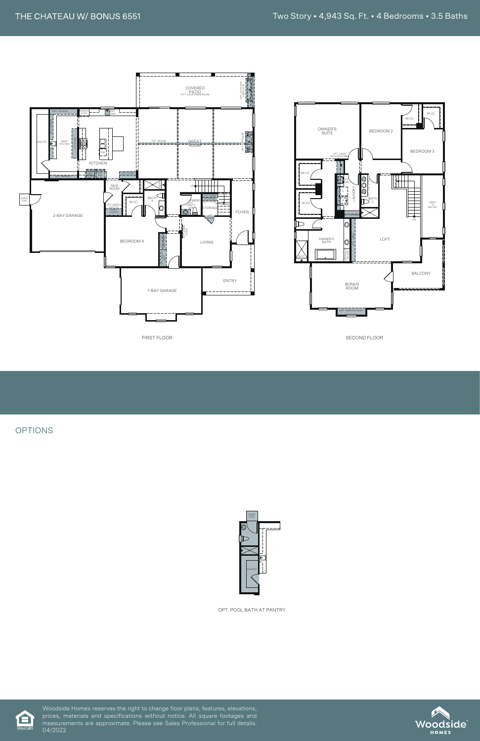# THE CHATEAU W/ BONUS 6551

Two Story • 4,943 Sq. Ft. • 4 Bedrooms • 3.5 Baths

COVERED PATIO
OPT. CALIFORNIA ROOM

OPT. OUTDOOR FIREPLACE

KITCHEN

PANTRY

PREP KITCHEN

OPT. SINK

OPT. BEAMS

GREAT ROOM

MUD ROOM

OPT. BENCH SEAT W/ HOOKS

CONC PAD

2-BAY GARAGE

W.I.C.

BATH 3

PWDR

STORAGE

UP

FOYER

BEDROOM 4

LIVING

ENTRY

1-BAY GARAGE

FIRST FLOOR

OWNER'S SUITE

BEDROOM 2

W.I.C.

BEDROOM 3

OPT. LINEN OR COFFEE BAR

W.I.C.

W.I.C.

LAUNDRY

BATH 2

OPEN TO BELOW

DN.

OWNER'S BATH

SEAT

LOFT

BALCONY

BONUS ROOM

OPT. WINDOW SEAT

SECOND FLOOR

## OPTIONS

CONC PAD

PANTRY

OPT. POOL BATH AT PANTRY

Woodside Homes reserves the right to change floor plans, features, elevations, prices, materials and specifications without notice. All square footages and measurements are approximate. Please see Sales Professional for full details. 04/2022

Woodside HOMES